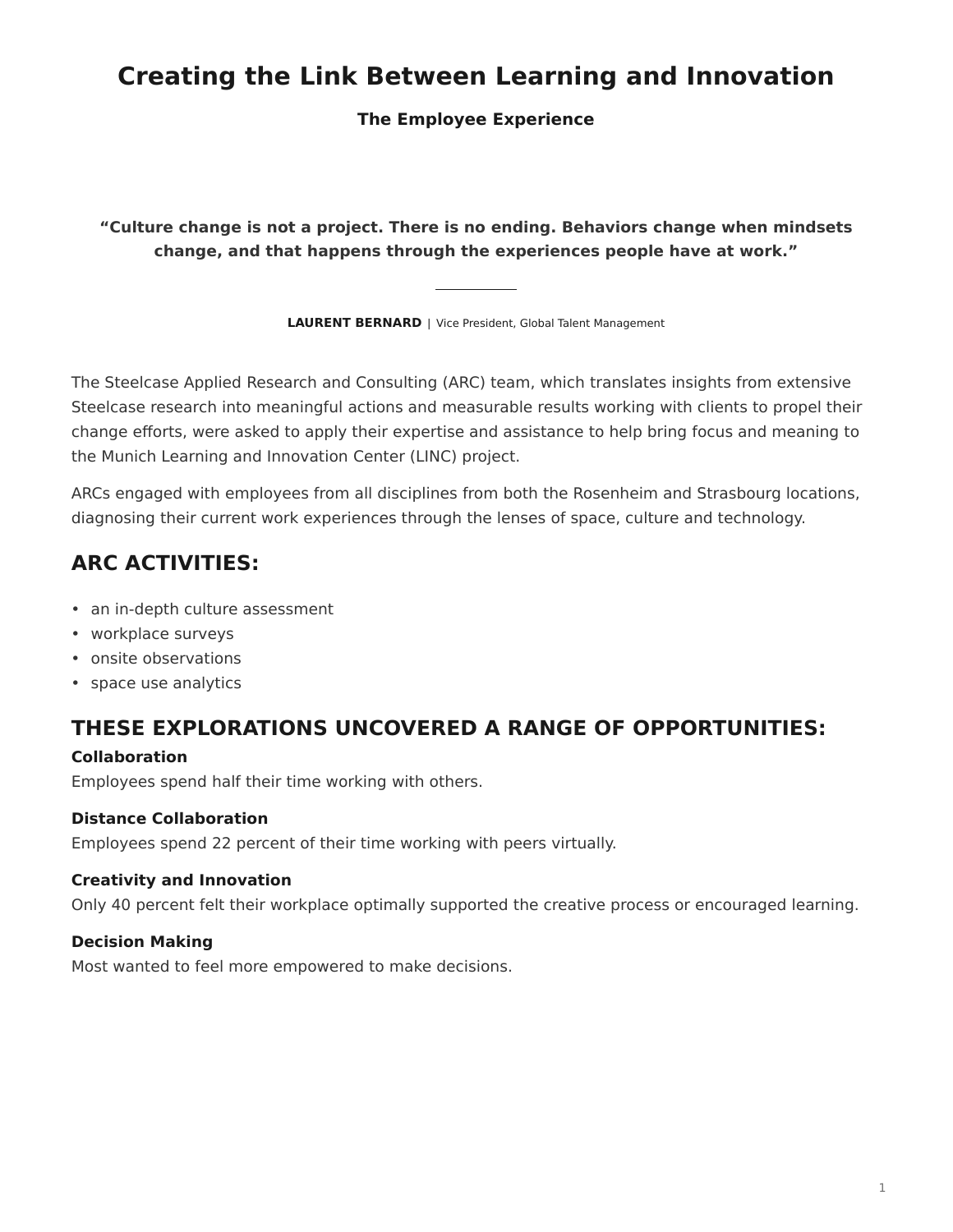# Creating the Link Between Learning and Innovation

### The Employee Experience

**"Culture change is not a project. There is no ending. Behaviors change when mindsets change, and that happens through the experiences people have at work."**

---

**LAURENT BERNARD** | Vice President, Global Talent Management

The Steelcase Applied Research and Consulting (ARC) team, which translates insights from extensive Steelcase research into meaningful actions and measurable results working with clients to propel their change efforts, were asked to apply their expertise and assistance to help bring focus and meaning to the Munich Learning and Innovation Center (LINC) project.

ARCs engaged with employees from all disciplines from both the Rosenheim and Strasbourg locations, diagnosing their current work experiences through the lenses of space, culture and technology.

## ARC ACTIVITIES:

- an in-depth culture assessment
- workplace surveys
- onsite observations
- space use analytics

## THESE EXPLORATIONS UNCOVERED A RANGE OF OPPORTUNITIES:

**Collaboration**
Employees spend half their time working with others.

**Distance Collaboration**
Employees spend 22 percent of their time working with peers virtually.

**Creativity and Innovation**
Only 40 percent felt their workplace optimally supported the creative process or encouraged learning.

**Decision Making**
Most wanted to feel more empowered to make decisions.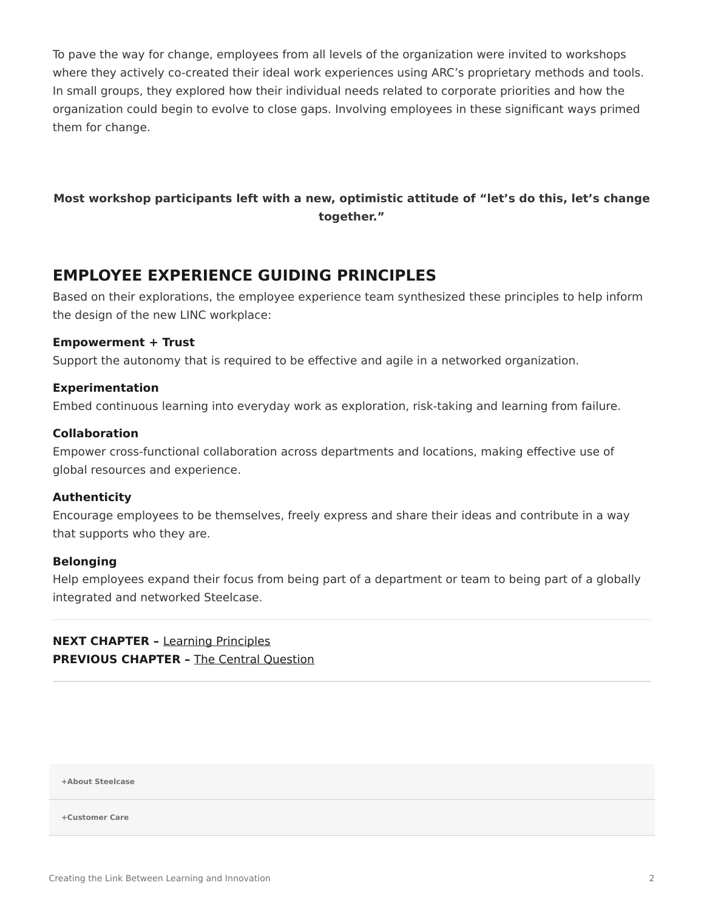To pave the way for change, employees from all levels of the organization were invited to workshops where they actively co-created their ideal work experiences using ARC's proprietary methods and tools. In small groups, they explored how their individual needs related to corporate priorities and how the organization could begin to evolve to close gaps. Involving employees in these significant ways primed them for change.

**Most workshop participants left with a new, optimistic attitude of "let's do this, let's change together."**

## EMPLOYEE EXPERIENCE GUIDING PRINCIPLES

Based on their explorations, the employee experience team synthesized these principles to help inform the design of the new LINC workplace:

**Empowerment + Trust**
Support the autonomy that is required to be effective and agile in a networked organization.

**Experimentation**
Embed continuous learning into everyday work as exploration, risk-taking and learning from failure.

**Collaboration**
Empower cross-functional collaboration across departments and locations, making effective use of global resources and experience.

**Authenticity**
Encourage employees to be themselves, freely express and share their ideas and contribute in a way that supports who they are.

**Belonging**
Help employees expand their focus from being part of a department or team to being part of a globally integrated and networked Steelcase.

---

**NEXT CHAPTER –** Learning Principles
**PREVIOUS CHAPTER –** The Central Question

---

**+About Steelcase**

**+Customer Care**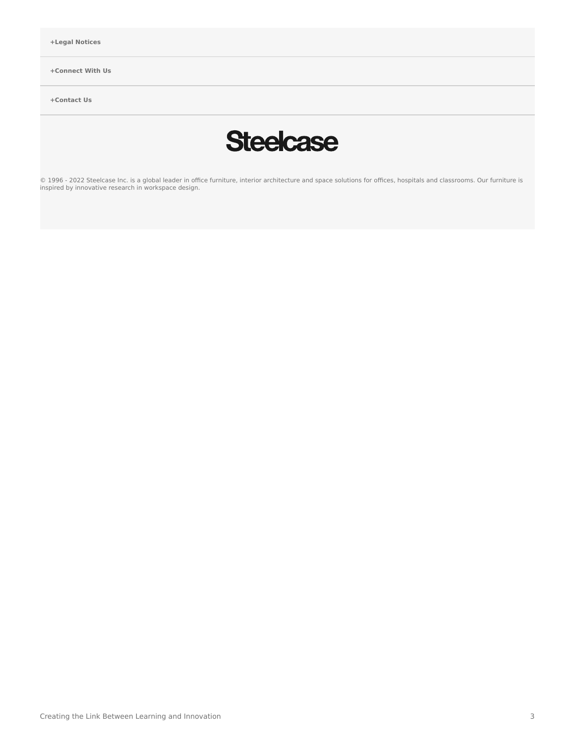**+Legal Notices**

**+Connect With Us**

**+Contact Us**

Steelcase

© 1996 - 2022 Steelcase Inc. is a global leader in office furniture, interior architecture and space solutions for offices, hospitals and classrooms. Our furniture is inspired by innovative research in workspace design.